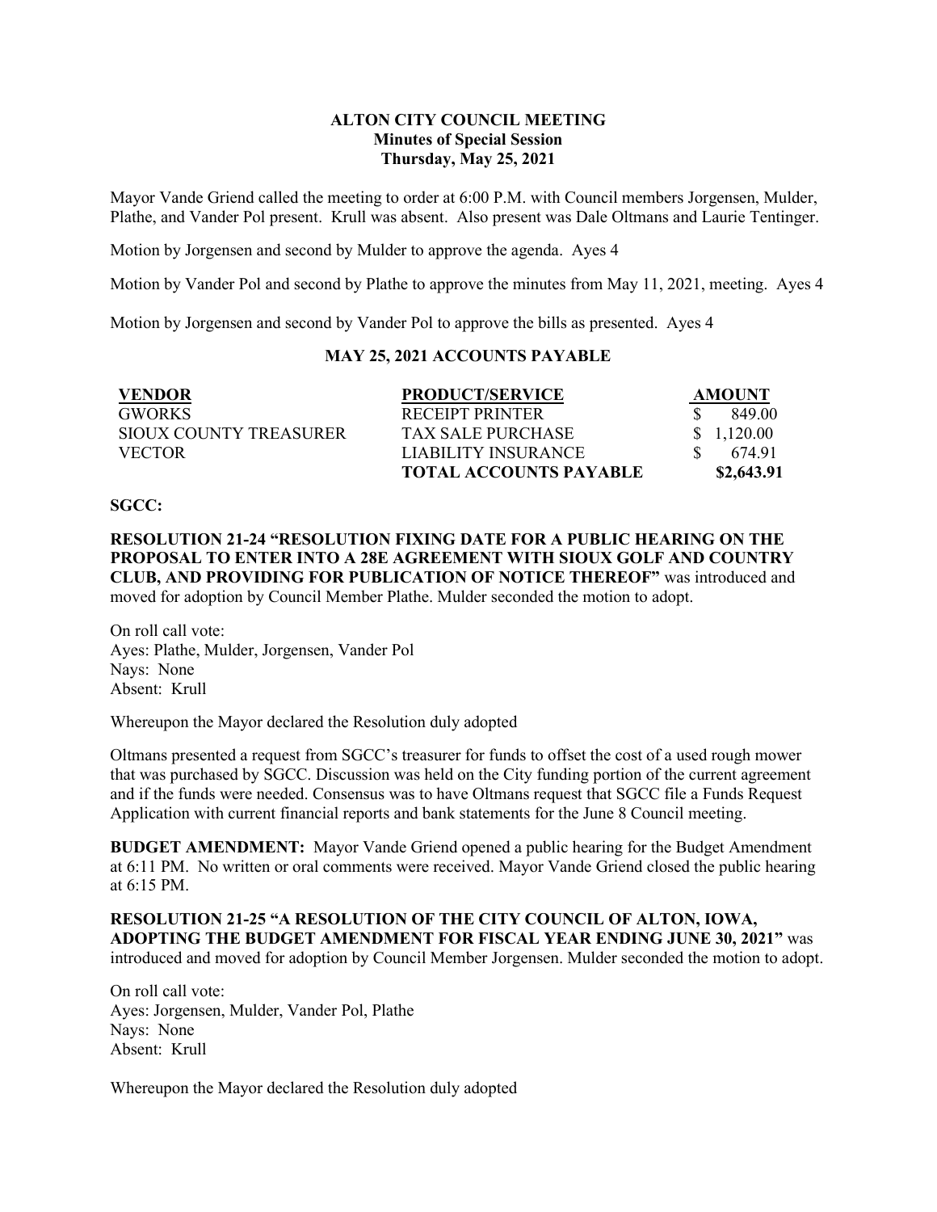**ALTON CITY COUNCIL MEETING**
**Minutes of Special Session**
**Thursday, May 25, 2021**

Mayor Vande Griend called the meeting to order at 6:00 P.M. with Council members Jorgensen, Mulder, Plathe, and Vander Pol present. Krull was absent. Also present was Dale Oltmans and Laurie Tentinger.

Motion by Jorgensen and second by Mulder to approve the agenda. Ayes 4

Motion by Vander Pol and second by Plathe to approve the minutes from May 11, 2021, meeting. Ayes 4

Motion by Jorgensen and second by Vander Pol to approve the bills as presented. Ayes 4

**MAY 25, 2021 ACCOUNTS PAYABLE**

| **VENDOR** | **PRODUCT/SERVICE** | **AMOUNT** |
|---|---|---|
| GWORKS | RECEIPT PRINTER | $ 849.00 |
| SIOUX COUNTY TREASURER | TAX SALE PURCHASE | $ 1,120.00 |
| VECTOR | LIABILITY INSURANCE | $ 674.91 |
| | **TOTAL ACCOUNTS PAYABLE** | **$2,643.91** |

**SGCC:**

**RESOLUTION 21-24 "RESOLUTION FIXING DATE FOR A PUBLIC HEARING ON THE PROPOSAL TO ENTER INTO A 28E AGREEMENT WITH SIOUX GOLF AND COUNTRY CLUB, AND PROVIDING FOR PUBLICATION OF NOTICE THEREOF"** was introduced and moved for adoption by Council Member Plathe. Mulder seconded the motion to adopt.

On roll call vote:
Ayes: Plathe, Mulder, Jorgensen, Vander Pol
Nays: None
Absent: Krull

Whereupon the Mayor declared the Resolution duly adopted

Oltmans presented a request from SGCC's treasurer for funds to offset the cost of a used rough mower that was purchased by SGCC. Discussion was held on the City funding portion of the current agreement and if the funds were needed. Consensus was to have Oltmans request that SGCC file a Funds Request Application with current financial reports and bank statements for the June 8 Council meeting.

**BUDGET AMENDMENT:** Mayor Vande Griend opened a public hearing for the Budget Amendment at 6:11 PM. No written or oral comments were received. Mayor Vande Griend closed the public hearing at 6:15 PM.

**RESOLUTION 21-25 "A RESOLUTION OF THE CITY COUNCIL OF ALTON, IOWA, ADOPTING THE BUDGET AMENDMENT FOR FISCAL YEAR ENDING JUNE 30, 2021"** was introduced and moved for adoption by Council Member Jorgensen. Mulder seconded the motion to adopt.

On roll call vote:
Ayes: Jorgensen, Mulder, Vander Pol, Plathe
Nays: None
Absent: Krull

Whereupon the Mayor declared the Resolution duly adopted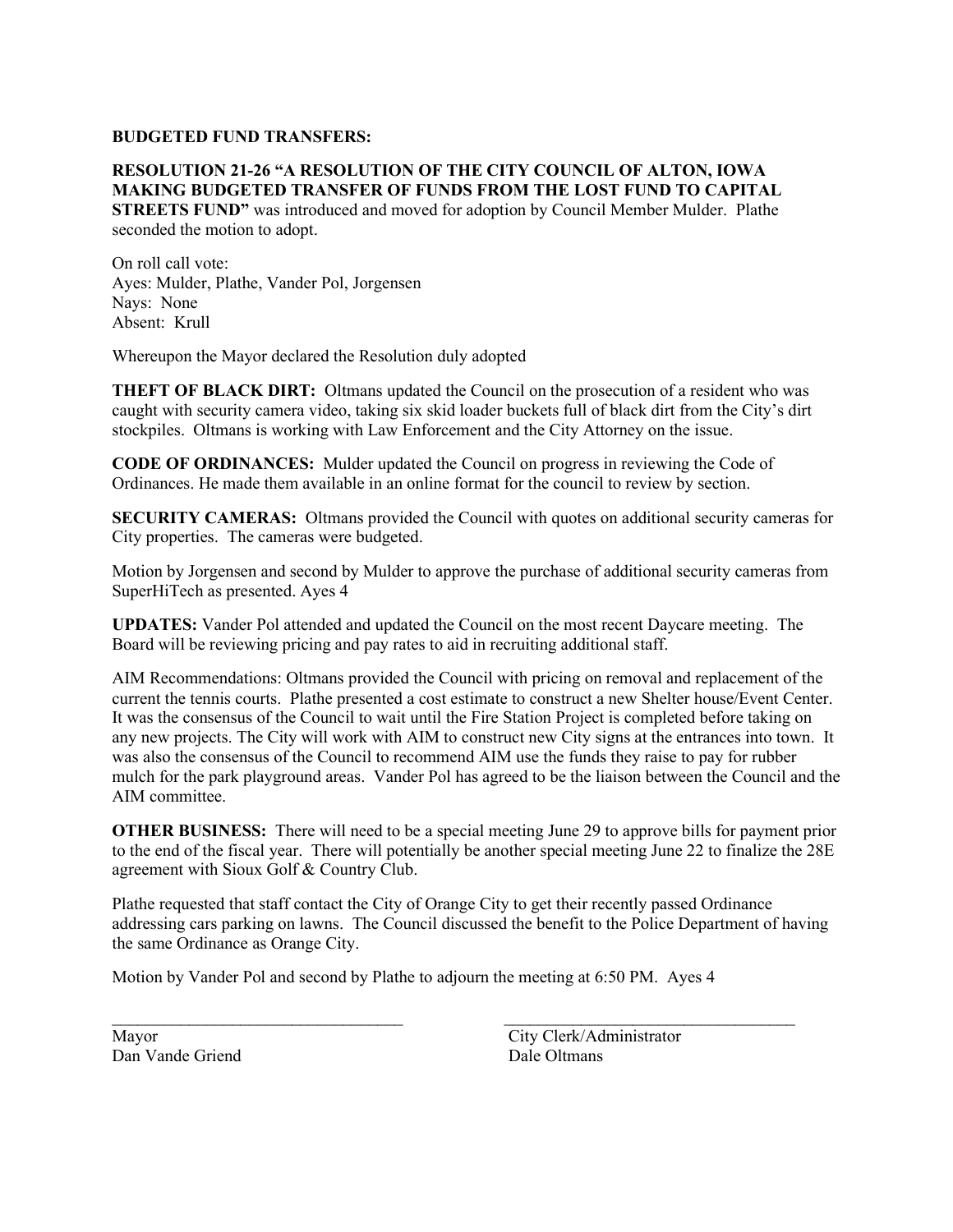**BUDGETED FUND TRANSFERS:**

**RESOLUTION 21-26 "A RESOLUTION OF THE CITY COUNCIL OF ALTON, IOWA MAKING BUDGETED TRANSFER OF FUNDS FROM THE LOST FUND TO CAPITAL STREETS FUND"** was introduced and moved for adoption by Council Member Mulder. Plathe seconded the motion to adopt.

On roll call vote:
Ayes: Mulder, Plathe, Vander Pol, Jorgensen
Nays: None
Absent: Krull

Whereupon the Mayor declared the Resolution duly adopted

**THEFT OF BLACK DIRT:** Oltmans updated the Council on the prosecution of a resident who was caught with security camera video, taking six skid loader buckets full of black dirt from the City's dirt stockpiles. Oltmans is working with Law Enforcement and the City Attorney on the issue.

**CODE OF ORDINANCES:** Mulder updated the Council on progress in reviewing the Code of Ordinances. He made them available in an online format for the council to review by section.

**SECURITY CAMERAS:** Oltmans provided the Council with quotes on additional security cameras for City properties. The cameras were budgeted.

Motion by Jorgensen and second by Mulder to approve the purchase of additional security cameras from SuperHiTech as presented. Ayes 4

**UPDATES:** Vander Pol attended and updated the Council on the most recent Daycare meeting. The Board will be reviewing pricing and pay rates to aid in recruiting additional staff.

AIM Recommendations: Oltmans provided the Council with pricing on removal and replacement of the current the tennis courts. Plathe presented a cost estimate to construct a new Shelter house/Event Center. It was the consensus of the Council to wait until the Fire Station Project is completed before taking on any new projects. The City will work with AIM to construct new City signs at the entrances into town. It was also the consensus of the Council to recommend AIM use the funds they raise to pay for rubber mulch for the park playground areas. Vander Pol has agreed to be the liaison between the Council and the AIM committee.

**OTHER BUSINESS:** There will need to be a special meeting June 29 to approve bills for payment prior to the end of the fiscal year. There will potentially be another special meeting June 22 to finalize the 28E agreement with Sioux Golf & Country Club.

Plathe requested that staff contact the City of Orange City to get their recently passed Ordinance addressing cars parking on lawns. The Council discussed the benefit to the Police Department of having the same Ordinance as Orange City.

Motion by Vander Pol and second by Plathe to adjourn the meeting at 6:50 PM. Ayes 4

\_\_\_\_\_\_\_\_\_\_\_\_\_\_\_\_\_\_\_\_\_\_\_\_\_\_\_\_\_\_\_\_\_\_\_
Mayor
Dan Vande Griend

\_\_\_\_\_\_\_\_\_\_\_\_\_\_\_\_\_\_\_\_\_\_\_\_\_\_\_\_\_\_\_\_\_\_\_
City Clerk/Administrator
Dale Oltmans